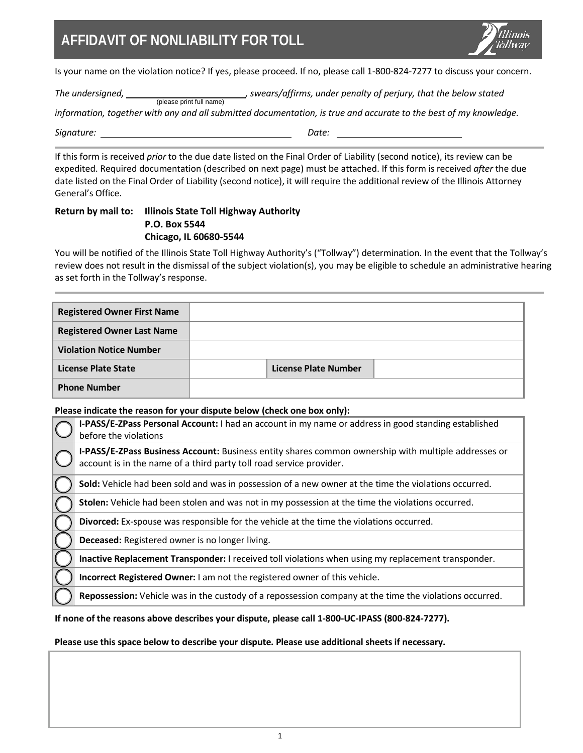# AFFIDAVIT OF NONLIABILITY FOR TOLL

Is your name on the violation notice? If yes, please proceed. If no, please call 1-800-824-7277 to discuss your concern.

*The undersigned,* ________________________ *, swears/affirms, under penalty of perjury, that the below stated*
(please print full name)
*information, together with any and all submitted documentation, is true and accurate to the best of my knowledge.*

*Signature:* ____________________________________ *Date:* ________________________

If this form is received *prior* to the due date listed on the Final Order of Liability (second notice), its review can be expedited. Required documentation (described on next page) must be attached. If this form is received *after* the due date listed on the Final Order of Liability (second notice), it will require the additional review of the Illinois Attorney General's Office.

**Return by mail to: Illinois State Toll Highway Authority**
**P.O. Box 5544**
**Chicago, IL 60680-5544**

You will be notified of the Illinois State Toll Highway Authority's ("Tollway") determination. In the event that the Tollway's review does not result in the dismissal of the subject violation(s), you may be eligible to schedule an administrative hearing as set forth in the Tollway's response.

| **Registered Owner First Name** | | | |
|---|---|---|---|
| **Registered Owner Last Name** | | | |
| **Violation Notice Number** | | | |
| **License Plate State** | | **License Plate Number** | |
| **Phone Number** | | | |

**Please indicate the reason for your dispute below (check one box only):**

| | |
|---|---|
| ◯ | **I-PASS/E-ZPass Personal Account:** I had an account in my name or address in good standing established before the violations |
| ◯ | **I-PASS/E-ZPass Business Account:** Business entity shares common ownership with multiple addresses or account is in the name of a third party toll road service provider. |
| ◯ | **Sold:** Vehicle had been sold and was in possession of a new owner at the time the violations occurred. |
| ◯ | **Stolen:** Vehicle had been stolen and was not in my possession at the time the violations occurred. |
| ◯ | **Divorced:** Ex-spouse was responsible for the vehicle at the time the violations occurred. |
| ◯ | **Deceased:** Registered owner is no longer living. |
| ◯ | **Inactive Replacement Transponder:** I received toll violations when using my replacement transponder. |
| ◯ | **Incorrect Registered Owner:** I am not the registered owner of this vehicle. |
| ◯ | **Repossession:** Vehicle was in the custody of a repossession company at the time the violations occurred. |

**If none of the reasons above describes your dispute, please call 1-800-UC-IPASS (800-824-7277).**

**Please use this space below to describe your dispute. Please use additional sheets if necessary.**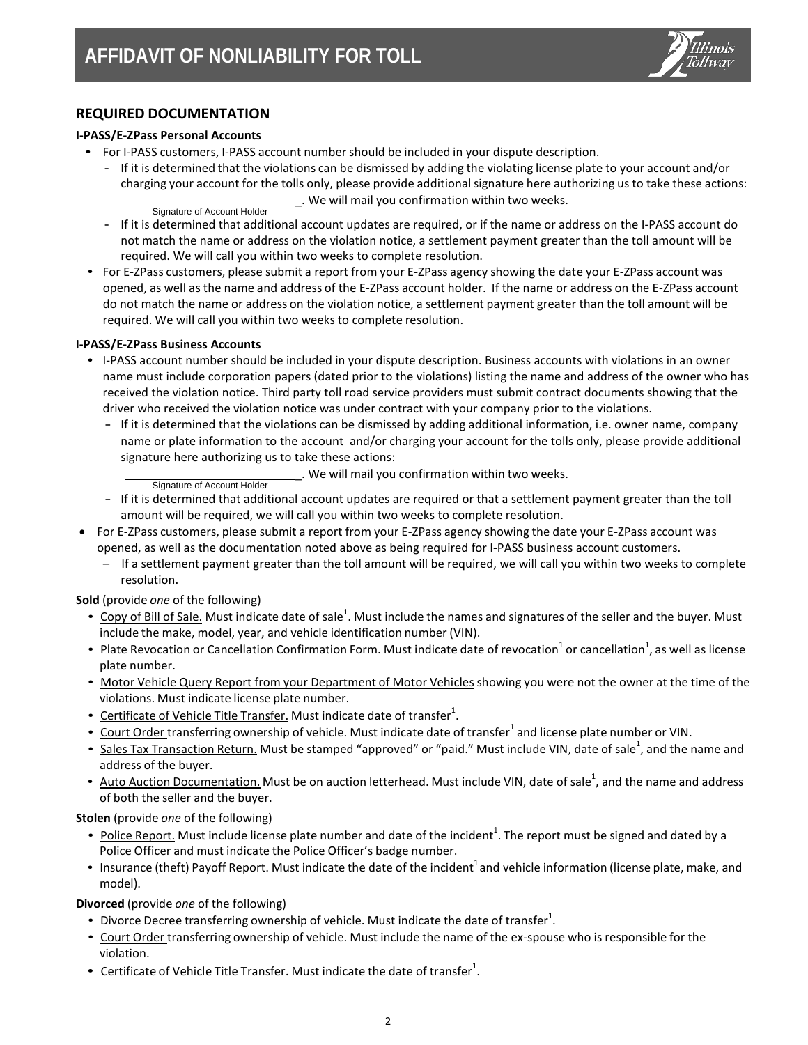# AFFIDAVIT OF NONLIABILITY FOR TOLL

## REQUIRED DOCUMENTATION

**I-PASS/E-ZPass Personal Accounts**

- For I-PASS customers, I-PASS account number should be included in your dispute description.
  - If it is determined that the violations can be dismissed by adding the violating license plate to your account and/or charging your account for the tolls only, please provide additional signature here authorizing us to take these actions: ____________________________. We will mail you confirmation within two weeks.
    Signature of Account Holder
  - If it is determined that additional account updates are required, or if the name or address on the I-PASS account do not match the name or address on the violation notice, a settlement payment greater than the toll amount will be required. We will call you within two weeks to complete resolution.
- For E-ZPass customers, please submit a report from your E-ZPass agency showing the date your E-ZPass account was opened, as well as the name and address of the E-ZPass account holder. If the name or address on the E-ZPass account do not match the name or address on the violation notice, a settlement payment greater than the toll amount will be required. We will call you within two weeks to complete resolution.

**I-PASS/E-ZPass Business Accounts**

- I-PASS account number should be included in your dispute description. Business accounts with violations in an owner name must include corporation papers (dated prior to the violations) listing the name and address of the owner who has received the violation notice. Third party toll road service providers must submit contract documents showing that the driver who received the violation notice was under contract with your company prior to the violations.
  - If it is determined that the violations can be dismissed by adding additional information, i.e. owner name, company name or plate information to the account and/or charging your account for the tolls only, please provide additional signature here authorizing us to take these actions: ____________________________. We will mail you confirmation within two weeks.
    Signature of Account Holder
  - If it is determined that additional account updates are required or that a settlement payment greater than the toll amount will be required, we will call you within two weeks to complete resolution.
- For E-ZPass customers, please submit a report from your E-ZPass agency showing the date your E-ZPass account was opened, as well as the documentation noted above as being required for I-PASS business account customers.
  - If a settlement payment greater than the toll amount will be required, we will call you within two weeks to complete resolution.

**Sold** (provide *one* of the following)

- Copy of Bill of Sale. Must indicate date of sale[1]. Must include the names and signatures of the seller and the buyer. Must include the make, model, year, and vehicle identification number (VIN).
- Plate Revocation or Cancellation Confirmation Form. Must indicate date of revocation[1] or cancellation[1], as well as license plate number.
- Motor Vehicle Query Report from your Department of Motor Vehicles showing you were not the owner at the time of the violations. Must indicate license plate number.
- Certificate of Vehicle Title Transfer. Must indicate date of transfer[1].
- Court Order transferring ownership of vehicle. Must indicate date of transfer[1] and license plate number or VIN.
- Sales Tax Transaction Return. Must be stamped "approved" or "paid." Must include VIN, date of sale[1], and the name and address of the buyer.
- Auto Auction Documentation. Must be on auction letterhead. Must include VIN, date of sale[1], and the name and address of both the seller and the buyer.

**Stolen** (provide *one* of the following)

- Police Report. Must include license plate number and date of the incident[1]. The report must be signed and dated by a Police Officer and must indicate the Police Officer's badge number.
- Insurance (theft) Payoff Report. Must indicate the date of the incident[1] and vehicle information (license plate, make, and model).

**Divorced** (provide *one* of the following)

- Divorce Decree transferring ownership of vehicle. Must indicate the date of transfer[1].
- Court Order transferring ownership of vehicle. Must include the name of the ex-spouse who is responsible for the violation.
- Certificate of Vehicle Title Transfer. Must indicate the date of transfer[1].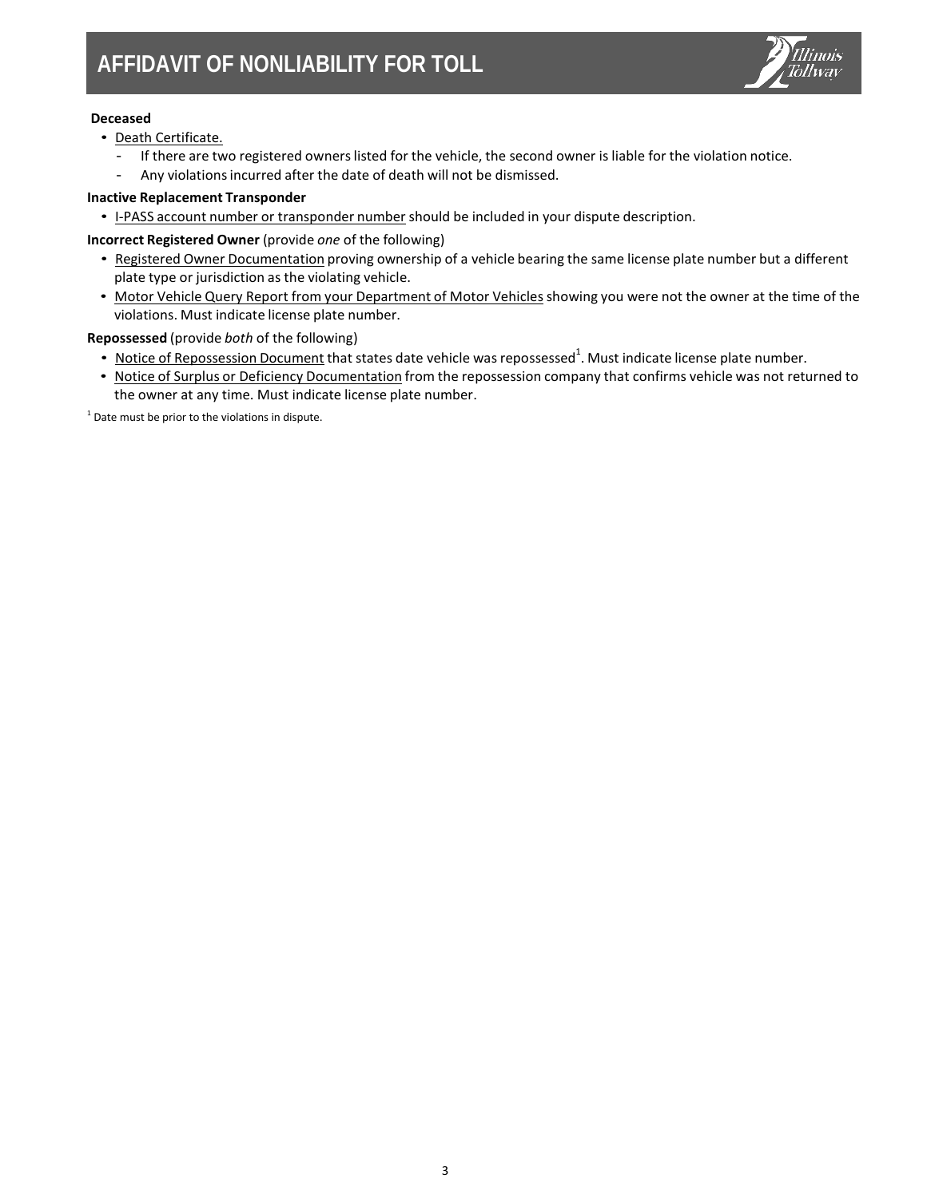# AFFIDAVIT OF NONLIABILITY FOR TOLL

**Deceased**

- Death Certificate.
  - If there are two registered owners listed for the vehicle, the second owner is liable for the violation notice.
  - Any violations incurred after the date of death will not be dismissed.

**Inactive Replacement Transponder**

- I-PASS account number or transponder number should be included in your dispute description.

**Incorrect Registered Owner** (provide *one* of the following)

- Registered Owner Documentation proving ownership of a vehicle bearing the same license plate number but a different plate type or jurisdiction as the violating vehicle.
- Motor Vehicle Query Report from your Department of Motor Vehicles showing you were not the owner at the time of the violations. Must indicate license plate number.

**Repossessed** (provide *both* of the following)

- Notice of Repossession Document that states date vehicle was repossessed[1]. Must indicate license plate number.
- Notice of Surplus or Deficiency Documentation from the repossession company that confirms vehicle was not returned to the owner at any time. Must indicate license plate number.

[1] Date must be prior to the violations in dispute.